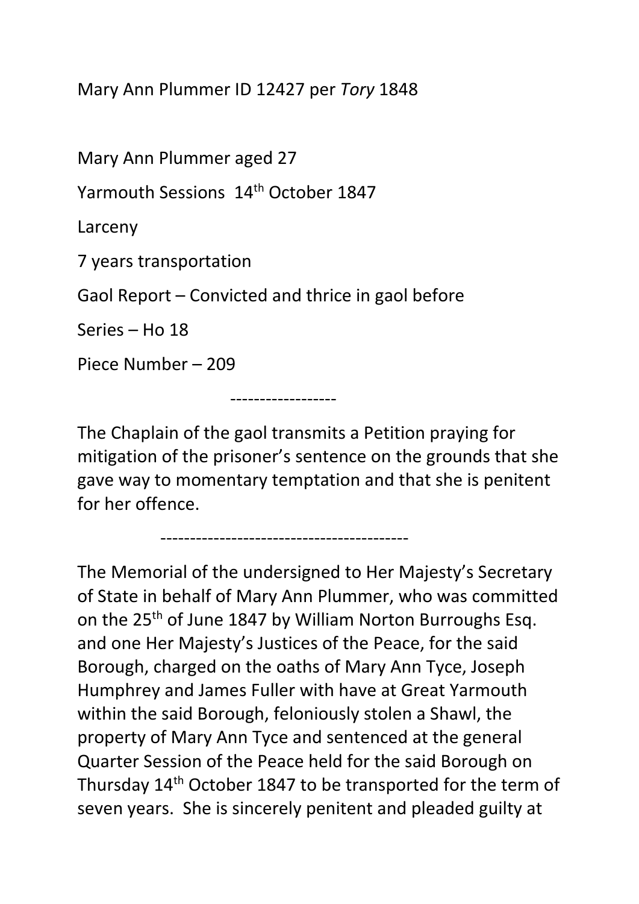Mary Ann Plummer ID 12427 per *Tory* 1848

Mary Ann Plummer aged 27

Yarmouth Sessions 14th October 1847

Larceny

7 years transportation

Gaol Report – Convicted and thrice in gaol before

Series – Ho 18

Piece Number – 209

------------------

The Chaplain of the gaol transmits a Petition praying for mitigation of the prisoner's sentence on the grounds that she gave way to momentary temptation and that she is penitent for her offence.

----------------------------------------

The Memorial of the undersigned to Her Majesty's Secretary of State in behalf of Mary Ann Plummer, who was committed on the 25th of June 1847 by William Norton Burroughs Esq. and one Her Majesty's Justices of the Peace, for the said Borough, charged on the oaths of Mary Ann Tyce, Joseph Humphrey and James Fuller with have at Great Yarmouth within the said Borough, feloniously stolen a Shawl, the property of Mary Ann Tyce and sentenced at the general Quarter Session of the Peace held for the said Borough on Thursday 14th October 1847 to be transported for the term of seven years. She is sincerely penitent and pleaded guilty at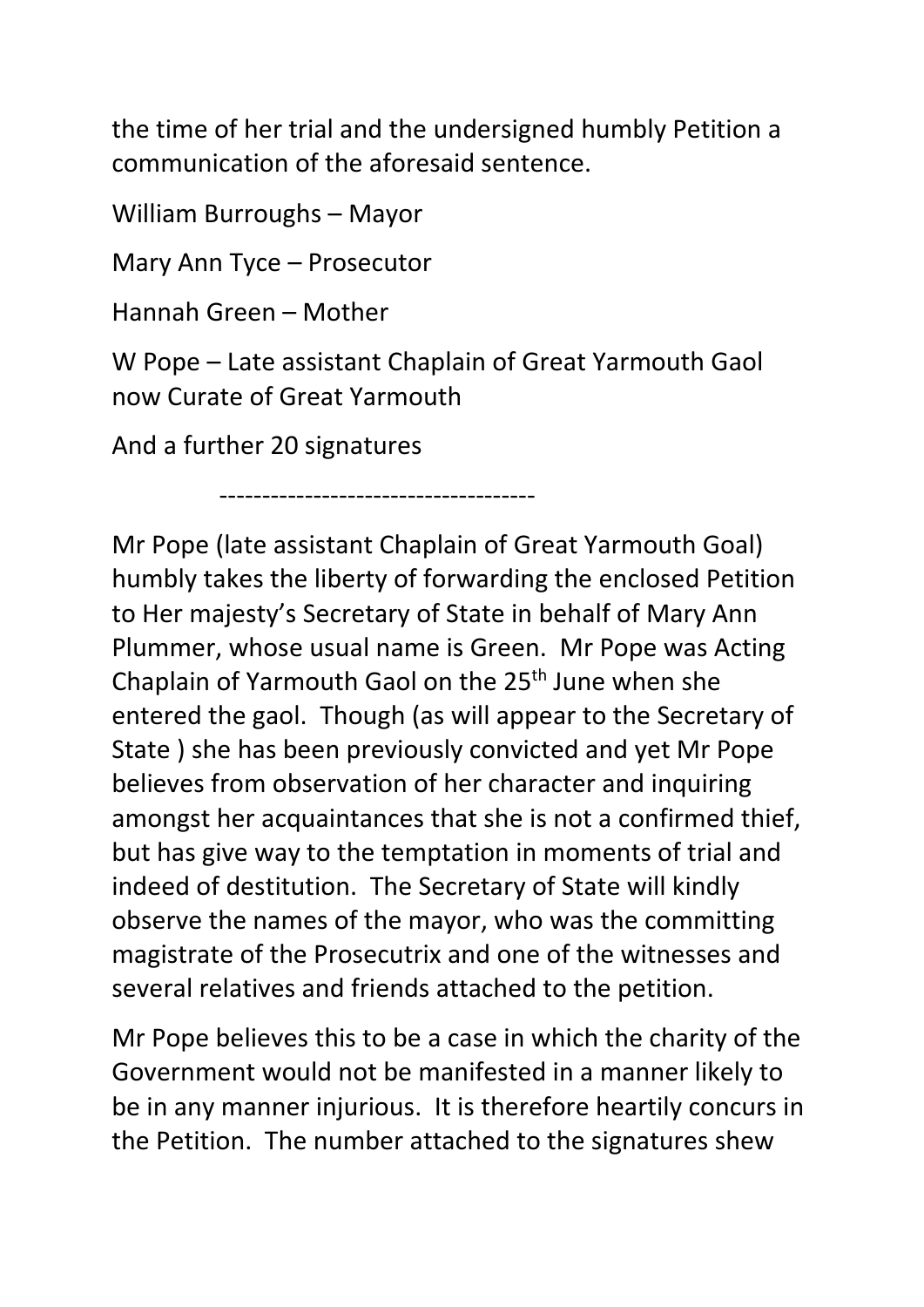the time of her trial and the undersigned humbly Petition a communication of the aforesaid sentence.

William Burroughs – Mayor

Mary Ann Tyce – Prosecutor

Hannah Green – Mother

W Pope – Late assistant Chaplain of Great Yarmouth Gaol now Curate of Great Yarmouth

And a further 20 signatures

-------------------------------------

Mr Pope (late assistant Chaplain of Great Yarmouth Goal) humbly takes the liberty of forwarding the enclosed Petition to Her majesty's Secretary of State in behalf of Mary Ann Plummer, whose usual name is Green. Mr Pope was Acting Chaplain of Yarmouth Gaol on the 25th June when she entered the gaol. Though (as will appear to the Secretary of State ) she has been previously convicted and yet Mr Pope believes from observation of her character and inquiring amongst her acquaintances that she is not a confirmed thief, but has give way to the temptation in moments of trial and indeed of destitution. The Secretary of State will kindly observe the names of the mayor, who was the committing magistrate of the Prosecutrix and one of the witnesses and several relatives and friends attached to the petition.

Mr Pope believes this to be a case in which the charity of the Government would not be manifested in a manner likely to be in any manner injurious. It is therefore heartily concurs in the Petition. The number attached to the signatures shew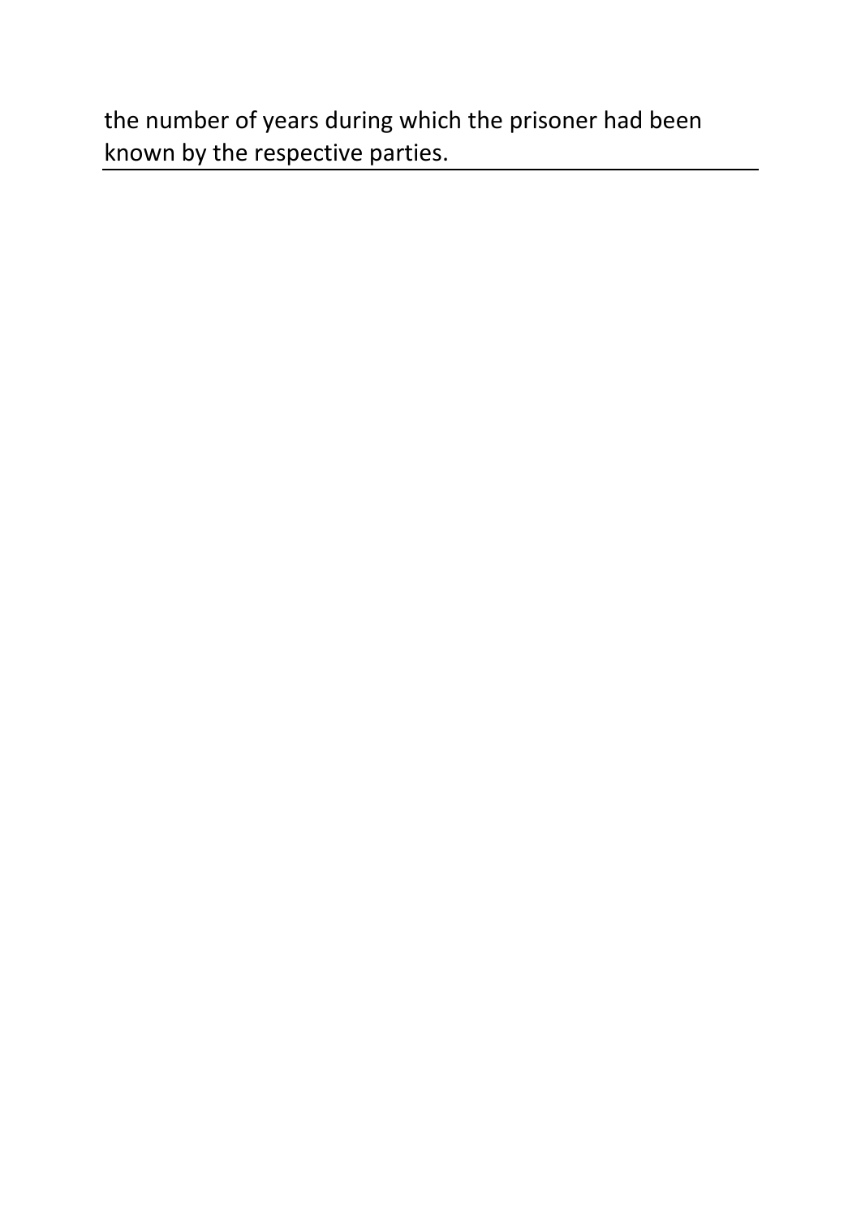the number of years during which the prisoner had been known by the respective parties.